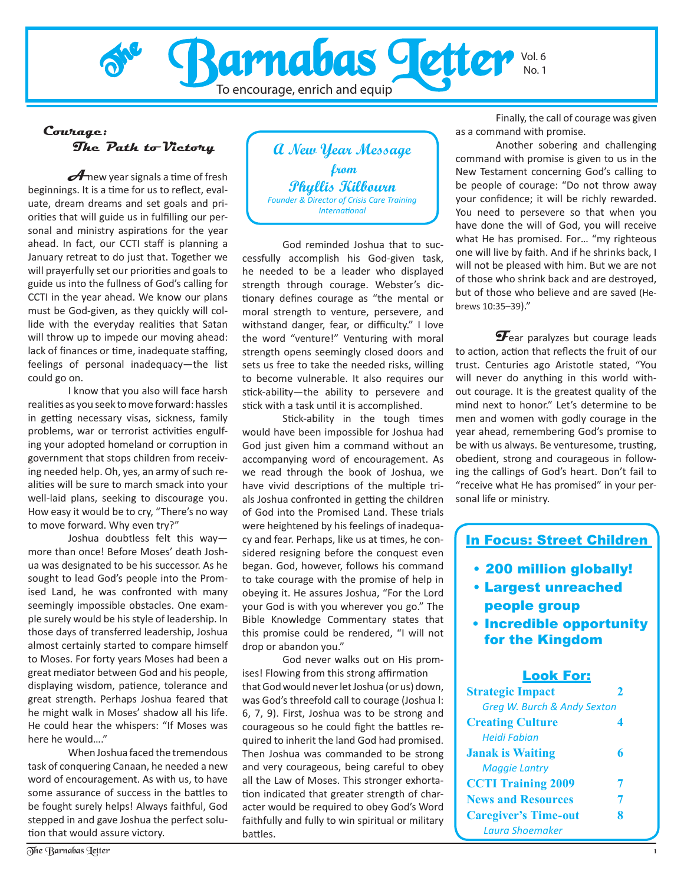# The Barnabas Letter

To encourage, enrich and equip

Vol. 6 No. 1

## Courage: The Path to Victory

A new year signals a time of fresh beginnings. It is a time for us to reflect, evaluate, dream dreams and set goals and priorities that will guide us in fulfilling our personal and ministry aspirations for the year ahead. In fact, our CCTI staff is planning a January retreat to do just that. Together we will prayerfully set our priorities and goals to guide us into the fullness of God's calling for CCTI in the year ahead. We know our plans must be God-given, as they quickly will collide with the everyday realities that Satan will throw up to impede our moving ahead: lack of finances or time, inadequate staffing, feelings of personal inadequacy—the list could go on.

I know that you also will face harsh realities as you seek to move forward: hassles in getting necessary visas, sickness, family problems, war or terrorist activities engulfing your adopted homeland or corruption in government that stops children from receiving needed help. Oh, yes, an army of such realities will be sure to march smack into your well-laid plans, seeking to discourage you. How easy it would be to cry, "There's no way to move forward. Why even try?"

Joshua doubtless felt this way—more than once! Before Moses' death Joshua was designated to be his successor. As he sought to lead God's people into the Promised Land, he was confronted with many seemingly impossible obstacles. One example surely would be his style of leadership. In those days of transferred leadership, Joshua almost certainly started to compare himself to Moses. For forty years Moses had been a great mediator between God and his people, displaying wisdom, patience, tolerance and great strength. Perhaps Joshua feared that he might walk in Moses' shadow all his life. He could hear the whispers: "If Moses was here he would…."

When Joshua faced the tremendous task of conquering Canaan, he needed a new word of encouragement. As with us, to have some assurance of success in the battles to be fought surely helps! Always faithful, God stepped in and gave Joshua the perfect solution that would assure victory.

### A New Year Message from Phyllis Kilbourn

*Founder & Director of Crisis Care Training International*

God reminded Joshua that to successfully accomplish his God-given task, he needed to be a leader who displayed strength through courage. Webster's dictionary defines courage as "the mental or moral strength to venture, persevere, and withstand danger, fear, or difficulty." I love the word "venture!" Venturing with moral strength opens seemingly closed doors and sets us free to take the needed risks, willing to become vulnerable. It also requires our stick-ability—the ability to persevere and stick with a task until it is accomplished.

Stick-ability in the tough times would have been impossible for Joshua had God just given him a command without an accompanying word of encouragement. As we read through the book of Joshua, we have vivid descriptions of the multiple trials Joshua confronted in getting the children of God into the Promised Land. These trials were heightened by his feelings of inadequacy and fear. Perhaps, like us at times, he considered resigning before the conquest even began. God, however, follows his command to take courage with the promise of help in obeying it. He assures Joshua, "For the Lord your God is with you wherever you go." The Bible Knowledge Commentary states that this promise could be rendered, "I will not drop or abandon you."

God never walks out on His promises! Flowing from this strong affirmation that God would never let Joshua (or us) down, was God's threefold call to courage (Joshua l: 6, 7, 9). First, Joshua was to be strong and courageous so he could fight the battles required to inherit the land God had promised. Then Joshua was commanded to be strong and very courageous, being careful to obey all the Law of Moses. This stronger exhortation indicated that greater strength of character would be required to obey God's Word faithfully and fully to win spiritual or military battles.

Finally, the call of courage was given as a command with promise.

Another sobering and challenging command with promise is given to us in the New Testament concerning God's calling to be people of courage: "Do not throw away your confidence; it will be richly rewarded. You need to persevere so that when you have done the will of God, you will receive what He has promised. For… "my righteous one will live by faith. And if he shrinks back, I will not be pleased with him. But we are not of those who shrink back and are destroyed, but of those who believe and are saved (Hebrews 10:35–39)."

Fear paralyzes but courage leads to action, action that reflects the fruit of our trust. Centuries ago Aristotle stated, "You will never do anything in this world without courage. It is the greatest quality of the mind next to honor." Let's determine to be men and women with godly courage in the year ahead, remembering God's promise to be with us always. Be venturesome, trusting, obedient, strong and courageous in following the callings of God's heart. Don't fail to "receive what He has promised" in your personal life or ministry.

### In Focus: Street Children

- **200 million globally!**
- **Largest unreached people group**
- **Incredible opportunity for the Kingdom**

### Look For:

| | |
|---|---|
| **Strategic Impact** — *Greg W. Burch & Andy Sexton* | 2 |
| **Creating Culture** — *Heidi Fabian* | 4 |
| **Janak is Waiting** — *Maggie Lantry* | 6 |
| **CCTI Training 2009** | 7 |
| **News and Resources** | 7 |
| **Caregiver's Time-out** — *Laura Shoemaker* | 8 |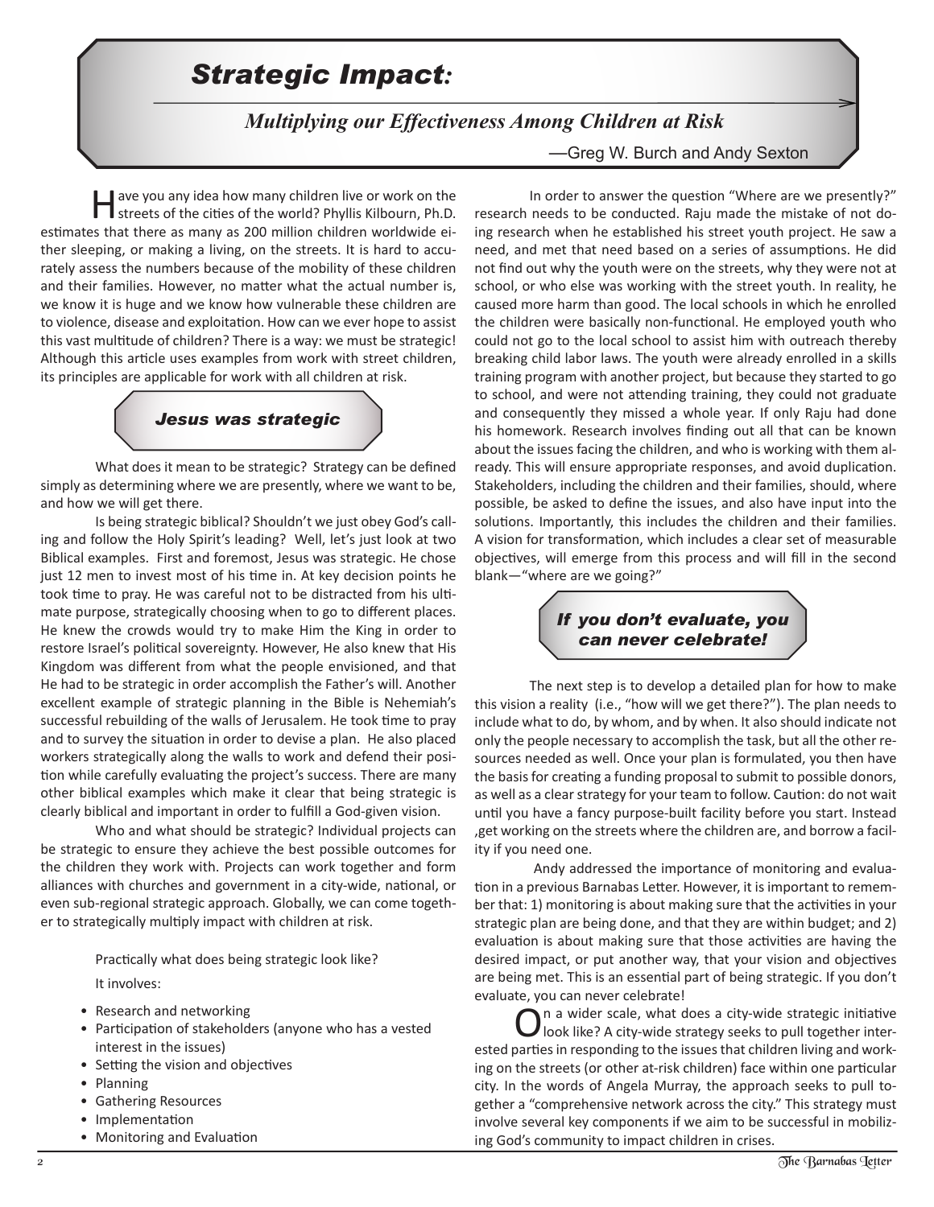# *Strategic Impact:*

## *Multiplying our Effectiveness Among Children at Risk*

—Greg W. Burch and Andy Sexton

Have you any idea how many children live or work on the streets of the cities of the world? Phyllis Kilbourn, Ph.D. estimates that there as many as 200 million children worldwide either sleeping, or making a living, on the streets. It is hard to accurately assess the numbers because of the mobility of these children and their families. However, no matter what the actual number is, we know it is huge and we know how vulnerable these children are to violence, disease and exploitation. How can we ever hope to assist this vast multitude of children? There is a way: we must be strategic! Although this article uses examples from work with street children, its principles are applicable for work with all children at risk.

### *Jesus was strategic*

What does it mean to be strategic? Strategy can be defined simply as determining where we are presently, where we want to be, and how we will get there.

Is being strategic biblical? Shouldn't we just obey God's calling and follow the Holy Spirit's leading? Well, let's just look at two Biblical examples. First and foremost, Jesus was strategic. He chose just 12 men to invest most of his time in. At key decision points he took time to pray. He was careful not to be distracted from his ultimate purpose, strategically choosing when to go to different places. He knew the crowds would try to make Him the King in order to restore Israel's political sovereignty. However, He also knew that His Kingdom was different from what the people envisioned, and that He had to be strategic in order accomplish the Father's will. Another excellent example of strategic planning in the Bible is Nehemiah's successful rebuilding of the walls of Jerusalem. He took time to pray and to survey the situation in order to devise a plan. He also placed workers strategically along the walls to work and defend their position while carefully evaluating the project's success. There are many other biblical examples which make it clear that being strategic is clearly biblical and important in order to fulfill a God-given vision.

Who and what should be strategic? Individual projects can be strategic to ensure they achieve the best possible outcomes for the children they work with. Projects can work together and form alliances with churches and government in a city-wide, national, or even sub-regional strategic approach. Globally, we can come together to strategically multiply impact with children at risk.

Practically what does being strategic look like?

It involves:

- Research and networking
- Participation of stakeholders (anyone who has a vested interest in the issues)
- Setting the vision and objectives
- Planning
- Gathering Resources
- Implementation
- Monitoring and Evaluation

In order to answer the question "Where are we presently?" research needs to be conducted. Raju made the mistake of not doing research when he established his street youth project. He saw a need, and met that need based on a series of assumptions. He did not find out why the youth were on the streets, why they were not at school, or who else was working with the street youth. In reality, he caused more harm than good. The local schools in which he enrolled the children were basically non-functional. He employed youth who could not go to the local school to assist him with outreach thereby breaking child labor laws. The youth were already enrolled in a skills training program with another project, but because they started to go to school, and were not attending training, they could not graduate and consequently they missed a whole year. If only Raju had done his homework. Research involves finding out all that can be known about the issues facing the children, and who is working with them already. This will ensure appropriate responses, and avoid duplication. Stakeholders, including the children and their families, should, where possible, be asked to define the issues, and also have input into the solutions. Importantly, this includes the children and their families. A vision for transformation, which includes a clear set of measurable objectives, will emerge from this process and will fill in the second blank—"where are we going?"

### *If you don't evaluate, you can never celebrate!*

The next step is to develop a detailed plan for how to make this vision a reality (i.e., "how will we get there?"). The plan needs to include what to do, by whom, and by when. It also should indicate not only the people necessary to accomplish the task, but all the other resources needed as well. Once your plan is formulated, you then have the basis for creating a funding proposal to submit to possible donors, as well as a clear strategy for your team to follow. Caution: do not wait until you have a fancy purpose-built facility before you start. Instead ,get working on the streets where the children are, and borrow a facility if you need one.

Andy addressed the importance of monitoring and evaluation in a previous Barnabas Letter. However, it is important to remember that: 1) monitoring is about making sure that the activities in your strategic plan are being done, and that they are within budget; and 2) evaluation is about making sure that those activities are having the desired impact, or put another way, that your vision and objectives are being met. This is an essential part of being strategic. If you don't evaluate, you can never celebrate!

On a wider scale, what does a city-wide strategic initiative look like? A city-wide strategy seeks to pull together interested parties in responding to the issues that children living and working on the streets (or other at-risk children) face within one particular city. In the words of Angela Murray, the approach seeks to pull together a "comprehensive network across the city." This strategy must involve several key components if we aim to be successful in mobilizing God's community to impact children in crises.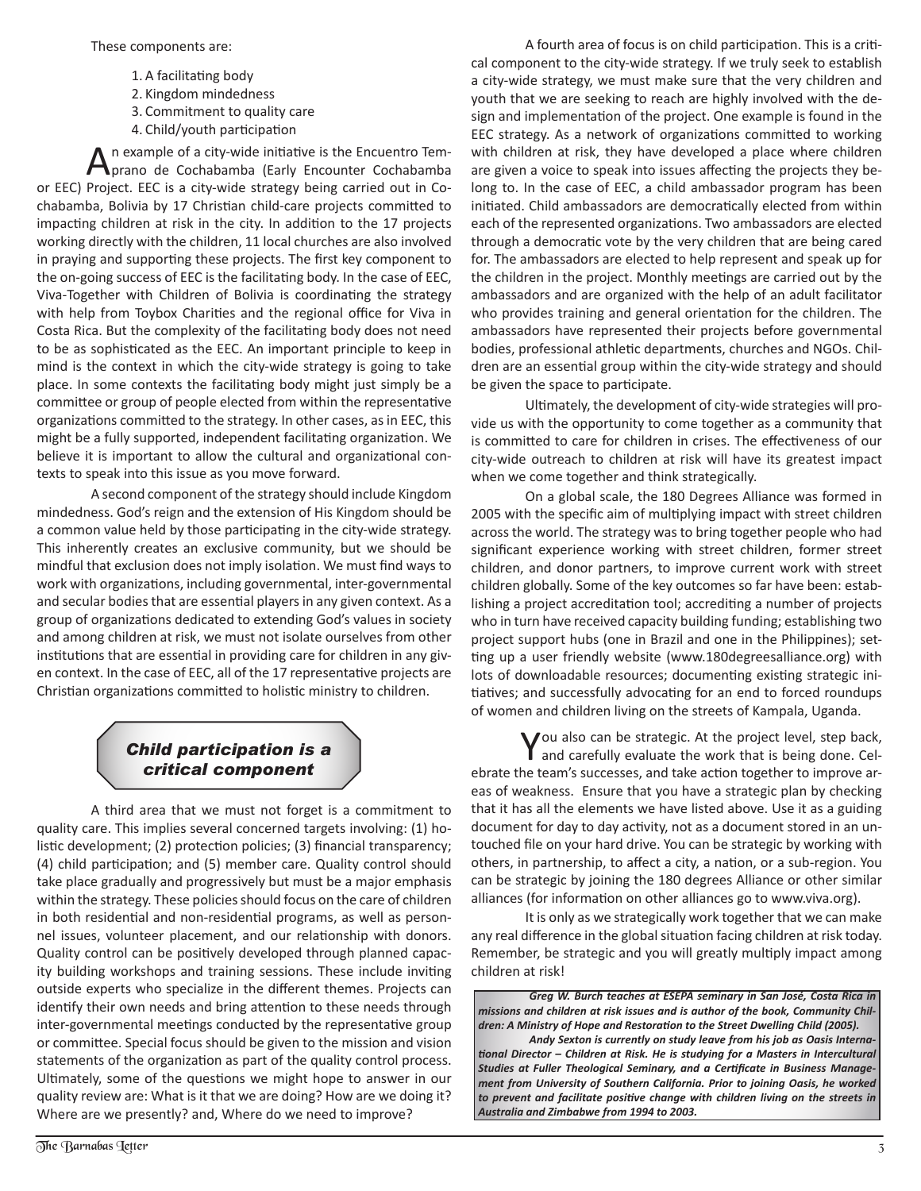These components are:

1. A facilitating body
2. Kingdom mindedness
3. Commitment to quality care
4. Child/youth participation

An example of a city-wide initiative is the Encuentro Temprano de Cochabamba (Early Encounter Cochabamba or EEC) Project. EEC is a city-wide strategy being carried out in Cochabamba, Bolivia by 17 Christian child-care projects committed to impacting children at risk in the city. In addition to the 17 projects working directly with the children, 11 local churches are also involved in praying and supporting these projects. The first key component to the on-going success of EEC is the facilitating body. In the case of EEC, Viva-Together with Children of Bolivia is coordinating the strategy with help from Toybox Charities and the regional office for Viva in Costa Rica. But the complexity of the facilitating body does not need to be as sophisticated as the EEC. An important principle to keep in mind is the context in which the city-wide strategy is going to take place. In some contexts the facilitating body might just simply be a committee or group of people elected from within the representative organizations committed to the strategy. In other cases, as in EEC, this might be a fully supported, independent facilitating organization. We believe it is important to allow the cultural and organizational contexts to speak into this issue as you move forward.

A second component of the strategy should include Kingdom mindedness. God's reign and the extension of His Kingdom should be a common value held by those participating in the city-wide strategy. This inherently creates an exclusive community, but we should be mindful that exclusion does not imply isolation. We must find ways to work with organizations, including governmental, inter-governmental and secular bodies that are essential players in any given context. As a group of organizations dedicated to extending God's values in society and among children at risk, we must not isolate ourselves from other institutions that are essential in providing care for children in any given context. In the case of EEC, all of the 17 representative projects are Christian organizations committed to holistic ministry to children.

***Child participation is a critical component***

A third area that we must not forget is a commitment to quality care. This implies several concerned targets involving: (1) holistic development; (2) protection policies; (3) financial transparency; (4) child participation; and (5) member care. Quality control should take place gradually and progressively but must be a major emphasis within the strategy. These policies should focus on the care of children in both residential and non-residential programs, as well as personnel issues, volunteer placement, and our relationship with donors. Quality control can be positively developed through planned capacity building workshops and training sessions. These include inviting outside experts who specialize in the different themes. Projects can identify their own needs and bring attention to these needs through inter-governmental meetings conducted by the representative group or committee. Special focus should be given to the mission and vision statements of the organization as part of the quality control process. Ultimately, some of the questions we might hope to answer in our quality review are: What is it that we are doing? How are we doing it? Where are we presently? and, Where do we need to improve?

A fourth area of focus is on child participation. This is a critical component to the city-wide strategy. If we truly seek to establish a city-wide strategy, we must make sure that the very children and youth that we are seeking to reach are highly involved with the design and implementation of the project. One example is found in the EEC strategy. As a network of organizations committed to working with children at risk, they have developed a place where children are given a voice to speak into issues affecting the projects they belong to. In the case of EEC, a child ambassador program has been initiated. Child ambassadors are democratically elected from within each of the represented organizations. Two ambassadors are elected through a democratic vote by the very children that are being cared for. The ambassadors are elected to help represent and speak up for the children in the project. Monthly meetings are carried out by the ambassadors and are organized with the help of an adult facilitator who provides training and general orientation for the children. The ambassadors have represented their projects before governmental bodies, professional athletic departments, churches and NGOs. Children are an essential group within the city-wide strategy and should be given the space to participate.

Ultimately, the development of city-wide strategies will provide us with the opportunity to come together as a community that is committed to care for children in crises. The effectiveness of our city-wide outreach to children at risk will have its greatest impact when we come together and think strategically.

On a global scale, the 180 Degrees Alliance was formed in 2005 with the specific aim of multiplying impact with street children across the world. The strategy was to bring together people who had significant experience working with street children, former street children, and donor partners, to improve current work with street children globally. Some of the key outcomes so far have been: establishing a project accreditation tool; accrediting a number of projects who in turn have received capacity building funding; establishing two project support hubs (one in Brazil and one in the Philippines); setting up a user friendly website (www.180degreesalliance.org) with lots of downloadable resources; documenting existing strategic initiatives; and successfully advocating for an end to forced roundups of women and children living on the streets of Kampala, Uganda.

You also can be strategic. At the project level, step back, and carefully evaluate the work that is being done. Celebrate the team's successes, and take action together to improve areas of weakness. Ensure that you have a strategic plan by checking that it has all the elements we have listed above. Use it as a guiding document for day to day activity, not as a document stored in an untouched file on your hard drive. You can be strategic by working with others, in partnership, to affect a city, a nation, or a sub-region. You can be strategic by joining the 180 degrees Alliance or other similar alliances (for information on other alliances go to www.viva.org).

It is only as we strategically work together that we can make any real difference in the global situation facing children at risk today. Remember, be strategic and you will greatly multiply impact among children at risk!

***Greg W. Burch teaches at ESEPA seminary in San José, Costa Rica in missions and children at risk issues and is author of the book, Community Children: A Ministry of Hope and Restoration to the Street Dwelling Child (2005).***

***Andy Sexton is currently on study leave from his job as Oasis International Director – Children at Risk. He is studying for a Masters in Intercultural Studies at Fuller Theological Seminary, and a Certificate in Business Management from University of Southern California. Prior to joining Oasis, he worked to prevent and facilitate positive change with children living on the streets in Australia and Zimbabwe from 1994 to 2003.***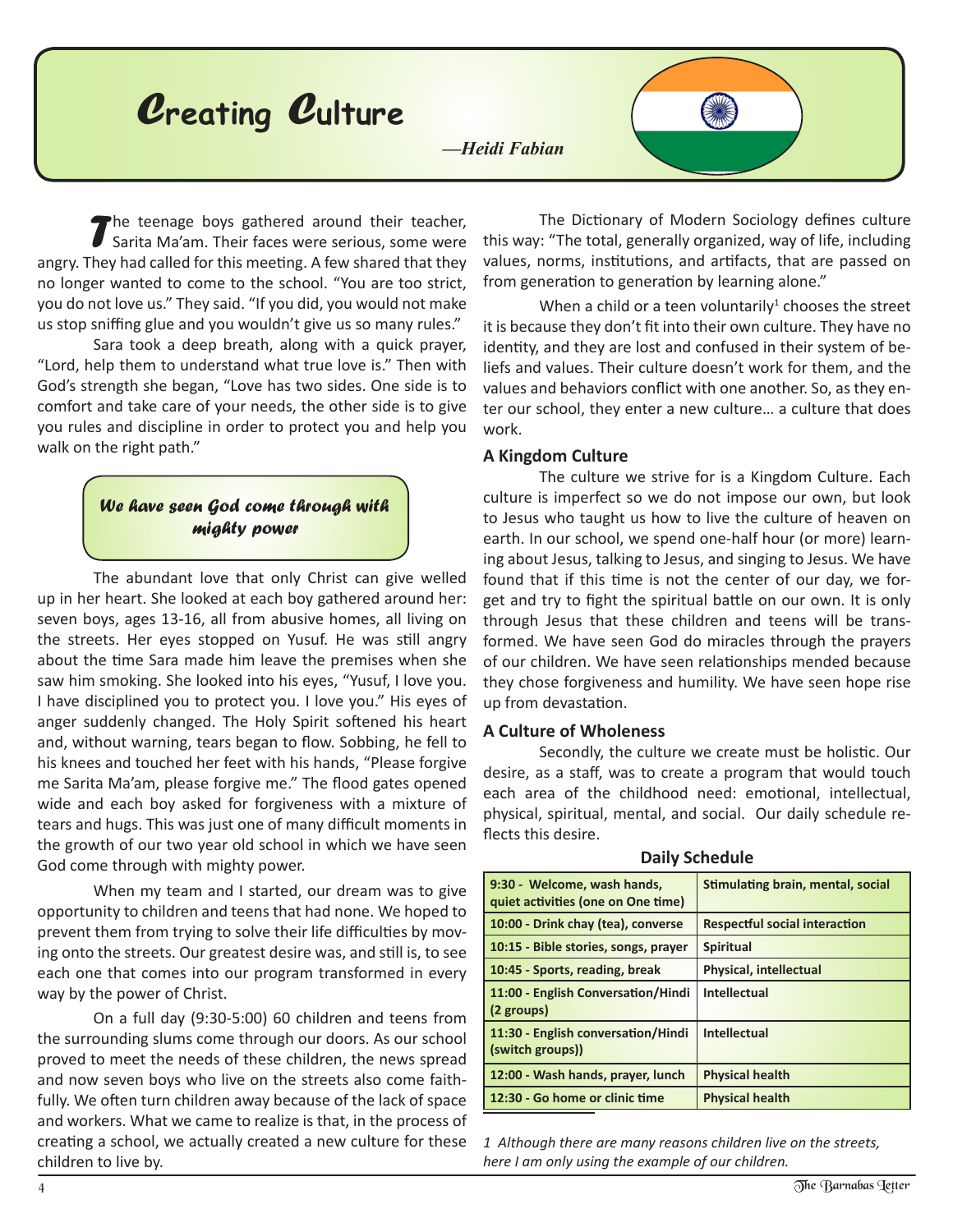# Creating Culture

*—Heidi Fabian*

The teenage boys gathered around their teacher, Sarita Ma'am. Their faces were serious, some were angry. They had called for this meeting. A few shared that they no longer wanted to come to the school. "You are too strict, you do not love us." They said. "If you did, you would not make us stop sniffing glue and you wouldn't give us so many rules."

Sara took a deep breath, along with a quick prayer, "Lord, help them to understand what true love is." Then with God's strength she began, "Love has two sides. One side is to comfort and take care of your needs, the other side is to give you rules and discipline in order to protect you and help you walk on the right path."

> *We have seen God come through with mighty power*

The abundant love that only Christ can give welled up in her heart. She looked at each boy gathered around her: seven boys, ages 13-16, all from abusive homes, all living on the streets. Her eyes stopped on Yusuf. He was still angry about the time Sara made him leave the premises when she saw him smoking. She looked into his eyes, "Yusuf, I love you. I have disciplined you to protect you. I love you." His eyes of anger suddenly changed. The Holy Spirit softened his heart and, without warning, tears began to flow. Sobbing, he fell to his knees and touched her feet with his hands, "Please forgive me Sarita Ma'am, please forgive me." The flood gates opened wide and each boy asked for forgiveness with a mixture of tears and hugs. This was just one of many difficult moments in the growth of our two year old school in which we have seen God come through with mighty power.

When my team and I started, our dream was to give opportunity to children and teens that had none. We hoped to prevent them from trying to solve their life difficulties by moving onto the streets. Our greatest desire was, and still is, to see each one that comes into our program transformed in every way by the power of Christ.

On a full day (9:30-5:00) 60 children and teens from the surrounding slums come through our doors. As our school proved to meet the needs of these children, the news spread and now seven boys who live on the streets also come faithfully. We often turn children away because of the lack of space and workers. What we came to realize is that, in the process of creating a school, we actually created a new culture for these children to live by.

The Dictionary of Modern Sociology defines culture this way: "The total, generally organized, way of life, including values, norms, institutions, and artifacts, that are passed on from generation to generation by learning alone."

When a child or a teen voluntarily[1] chooses the street it is because they don't fit into their own culture. They have no identity, and they are lost and confused in their system of beliefs and values. Their culture doesn't work for them, and the values and behaviors conflict with one another. So, as they enter our school, they enter a new culture… a culture that does work.

### A Kingdom Culture

The culture we strive for is a Kingdom Culture. Each culture is imperfect so we do not impose our own, but look to Jesus who taught us how to live the culture of heaven on earth. In our school, we spend one-half hour (or more) learning about Jesus, talking to Jesus, and singing to Jesus. We have found that if this time is not the center of our day, we forget and try to fight the spiritual battle on our own. It is only through Jesus that these children and teens will be transformed. We have seen God do miracles through the prayers of our children. We have seen relationships mended because they chose forgiveness and humility. We have seen hope rise up from devastation.

### A Culture of Wholeness

Secondly, the culture we create must be holistic. Our desire, as a staff, was to create a program that would touch each area of the childhood need: emotional, intellectual, physical, spiritual, mental, and social. Our daily schedule reflects this desire.

**Daily Schedule**

| Time / Activity | Area |
|---|---|
| 9:30 - Welcome, wash hands, quiet activities (one on One time) | Stimulating brain, mental, social |
| 10:00 - Drink chay (tea), converse | Respectful social interaction |
| 10:15 - Bible stories, songs, prayer | Spiritual |
| 10:45 - Sports, reading, break | Physical, intellectual |
| 11:00 - English Conversation/Hindi (2 groups) | Intellectual |
| 11:30 - English conversation/Hindi (switch groups)) | Intellectual |
| 12:00 - Wash hands, prayer, lunch | Physical health |
| 12:30 - Go home or clinic time | Physical health |

*1 Although there are many reasons children live on the streets, here I am only using the example of our children.*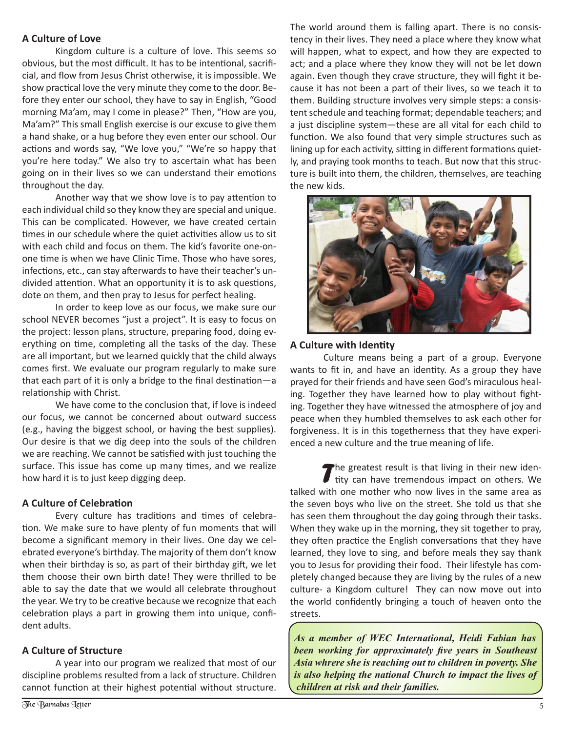### A Culture of Love

Kingdom culture is a culture of love. This seems so obvious, but the most difficult. It has to be intentional, sacrificial, and flow from Jesus Christ otherwise, it is impossible. We show practical love the very minute they come to the door. Before they enter our school, they have to say in English, "Good morning Ma'am, may I come in please?" Then, "How are you, Ma'am?" This small English exercise is our excuse to give them a hand shake, or a hug before they even enter our school. Our actions and words say, "We love you," "We're so happy that you're here today." We also try to ascertain what has been going on in their lives so we can understand their emotions throughout the day.

Another way that we show love is to pay attention to each individual child so they know they are special and unique. This can be complicated. However, we have created certain times in our schedule where the quiet activities allow us to sit with each child and focus on them. The kid's favorite one-on-one time is when we have Clinic Time. Those who have sores, infections, etc., can stay afterwards to have their teacher's undivided attention. What an opportunity it is to ask questions, dote on them, and then pray to Jesus for perfect healing.

In order to keep love as our focus, we make sure our school NEVER becomes "just a project". It is easy to focus on the project: lesson plans, structure, preparing food, doing everything on time, completing all the tasks of the day. These are all important, but we learned quickly that the child always comes first. We evaluate our program regularly to make sure that each part of it is only a bridge to the final destination—a relationship with Christ.

We have come to the conclusion that, if love is indeed our focus, we cannot be concerned about outward success (e.g., having the biggest school, or having the best supplies). Our desire is that we dig deep into the souls of the children we are reaching. We cannot be satisfied with just touching the surface. This issue has come up many times, and we realize how hard it is to just keep digging deep.

### A Culture of Celebration

Every culture has traditions and times of celebration. We make sure to have plenty of fun moments that will become a significant memory in their lives. One day we celebrated everyone's birthday. The majority of them don't know when their birthday is so, as part of their birthday gift, we let them choose their own birth date! They were thrilled to be able to say the date that we would all celebrate throughout the year. We try to be creative because we recognize that each celebration plays a part in growing them into unique, confident adults.

### A Culture of Structure

A year into our program we realized that most of our discipline problems resulted from a lack of structure. Children cannot function at their highest potential without structure. The world around them is falling apart. There is no consistency in their lives. They need a place where they know what will happen, what to expect, and how they are expected to act; and a place where they know they will not be let down again. Even though they crave structure, they will fight it because it has not been a part of their lives, so we teach it to them. Building structure involves very simple steps: a consistent schedule and teaching format; dependable teachers; and a just discipline system—these are all vital for each child to function. We also found that very simple structures such as lining up for each activity, sitting in different formations quietly, and praying took months to teach. But now that this structure is built into them, the children, themselves, are teaching the new kids.

### A Culture with Identity

Culture means being a part of a group. Everyone wants to fit in, and have an identity. As a group they have prayed for their friends and have seen God's miraculous healing. Together they have learned how to play without fighting. Together they have witnessed the atmosphere of joy and peace when they humbled themselves to ask each other for forgiveness. It is in this togetherness that they have experienced a new culture and the true meaning of life.

The greatest result is that living in their new identity can have tremendous impact on others. We talked with one mother who now lives in the same area as the seven boys who live on the street. She told us that she has seen them throughout the day going through their tasks. When they wake up in the morning, they sit together to pray, they often practice the English conversations that they have learned, they love to sing, and before meals they say thank you to Jesus for providing their food. Their lifestyle has completely changed because they are living by the rules of a new culture- a Kingdom culture! They can now move out into the world confidently bringing a touch of heaven onto the streets.

***As a member of WEC International, Heidi Fabian has been working for approximately five years in Southeast Asia whrere she is reaching out to children in poverty. She is also helping the national Church to impact the lives of children at risk and their families.***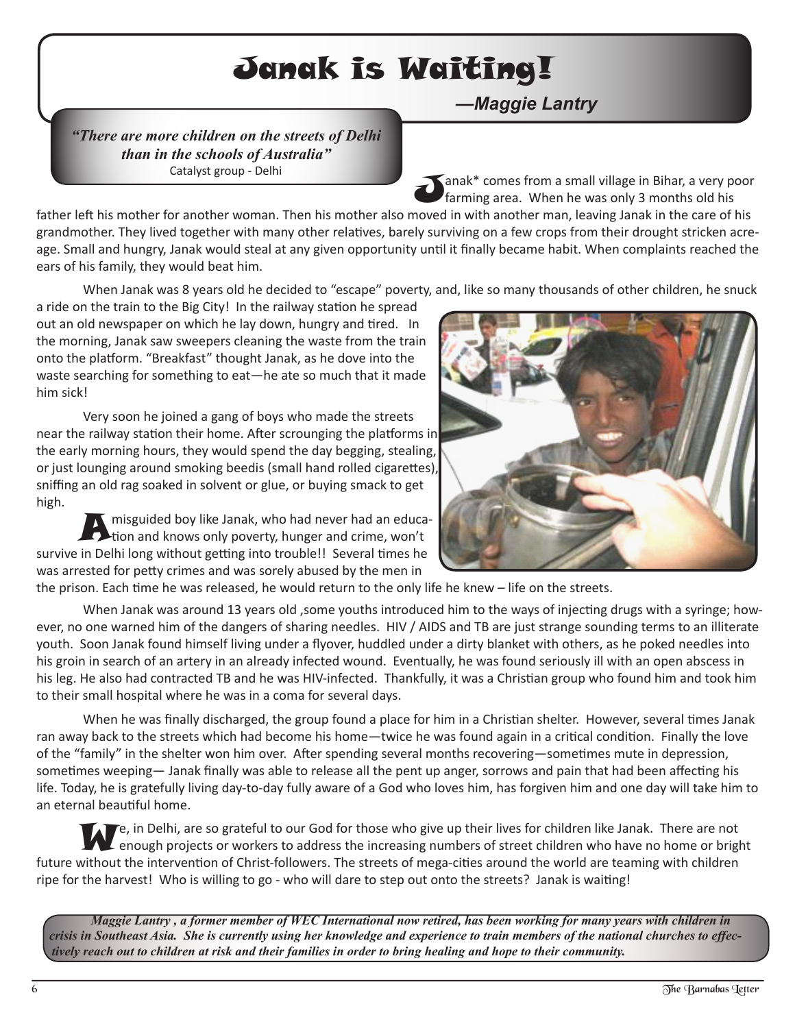# Janak is Waiting!

*—Maggie Lantry*

> ***"There are more children on the streets of Delhi than in the schools of Australia"***
> Catalyst group - Delhi

Janak* comes from a small village in Bihar, a very poor farming area. When he was only 3 months old his father left his mother for another woman. Then his mother also moved in with another man, leaving Janak in the care of his grandmother. They lived together with many other relatives, barely surviving on a few crops from their drought stricken acreage. Small and hungry, Janak would steal at any given opportunity until it finally became habit. When complaints reached the ears of his family, they would beat him.

When Janak was 8 years old he decided to "escape" poverty, and, like so many thousands of other children, he snuck a ride on the train to the Big City! In the railway station he spread out an old newspaper on which he lay down, hungry and tired. In the morning, Janak saw sweepers cleaning the waste from the train onto the platform. "Breakfast" thought Janak, as he dove into the waste searching for something to eat—he ate so much that it made him sick!

Very soon he joined a gang of boys who made the streets near the railway station their home. After scrounging the platforms in the early morning hours, they would spend the day begging, stealing, or just lounging around smoking beedis (small hand rolled cigarettes), sniffing an old rag soaked in solvent or glue, or buying smack to get high.

A misguided boy like Janak, who had never had an education and knows only poverty, hunger and crime, won't survive in Delhi long without getting into trouble!! Several times he was arrested for petty crimes and was sorely abused by the men in the prison. Each time he was released, he would return to the only life he knew – life on the streets.

When Janak was around 13 years old ,some youths introduced him to the ways of injecting drugs with a syringe; however, no one warned him of the dangers of sharing needles. HIV / AIDS and TB are just strange sounding terms to an illiterate youth. Soon Janak found himself living under a flyover, huddled under a dirty blanket with others, as he poked needles into his groin in search of an artery in an already infected wound. Eventually, he was found seriously ill with an open abscess in his leg. He also had contracted TB and he was HIV-infected. Thankfully, it was a Christian group who found him and took him to their small hospital where he was in a coma for several days.

When he was finally discharged, the group found a place for him in a Christian shelter. However, several times Janak ran away back to the streets which had become his home—twice he was found again in a critical condition. Finally the love of the "family" in the shelter won him over. After spending several months recovering—sometimes mute in depression, sometimes weeping— Janak finally was able to release all the pent up anger, sorrows and pain that had been affecting his life. Today, he is gratefully living day-to-day fully aware of a God who loves him, has forgiven him and one day will take him to an eternal beautiful home.

We, in Delhi, are so grateful to our God for those who give up their lives for children like Janak. There are not enough projects or workers to address the increasing numbers of street children who have no home or bright future without the intervention of Christ-followers. The streets of mega-cities around the world are teaming with children ripe for the harvest! Who is willing to go - who will dare to step out onto the streets? Janak is waiting!

***Maggie Lantry , a former member of WEC International now retired, has been working for many years with children in crisis in Southeast Asia. She is currently using her knowledge and experience to train members of the national churches to effectively reach out to children at risk and their families in order to bring healing and hope to their community.***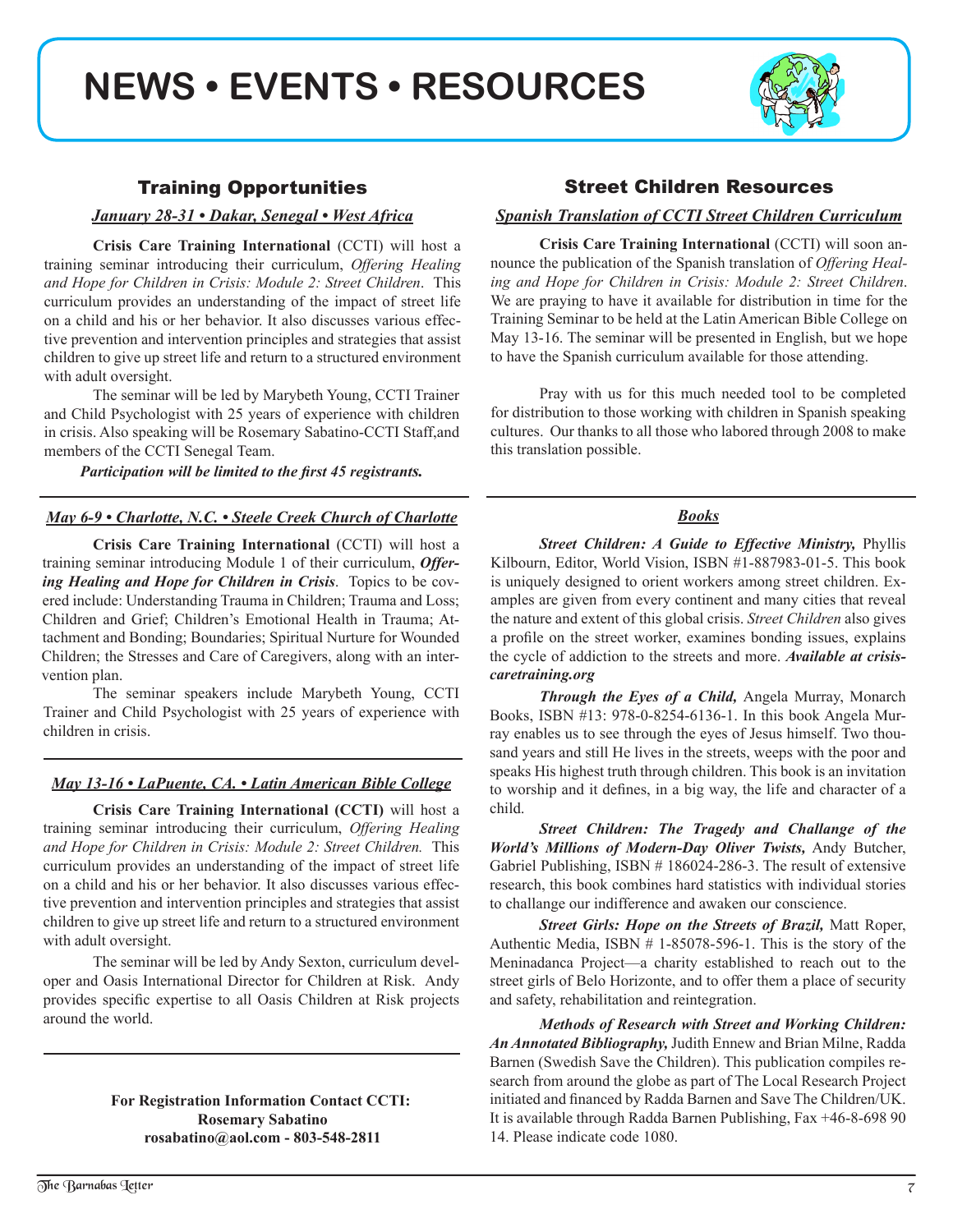# NEWS • EVENTS • RESOURCES

## Training Opportunities

### *January 28-31 • Dakar, Senegal • West Africa*

**Crisis Care Training International** (CCTI) will host a training seminar introducing their curriculum, *Offering Healing and Hope for Children in Crisis: Module 2: Street Children*. This curriculum provides an understanding of the impact of street life on a child and his or her behavior. It also discusses various effective prevention and intervention principles and strategies that assist children to give up street life and return to a structured environment with adult oversight.

The seminar will be led by Marybeth Young, CCTI Trainer and Child Psychologist with 25 years of experience with children in crisis. Also speaking will be Rosemary Sabatino-CCTI Staff,and members of the CCTI Senegal Team.

***Participation will be limited to the first 45 registrants.***

### *May 6-9 • Charlotte, N.C. • Steele Creek Church of Charlotte*

**Crisis Care Training International** (CCTI) will host a training seminar introducing Module 1 of their curriculum, ***Offering Healing and Hope for Children in Crisis***. Topics to be covered include: Understanding Trauma in Children; Trauma and Loss; Children and Grief; Children's Emotional Health in Trauma; Attachment and Bonding; Boundaries; Spiritual Nurture for Wounded Children; the Stresses and Care of Caregivers, along with an intervention plan.

The seminar speakers include Marybeth Young, CCTI Trainer and Child Psychologist with 25 years of experience with children in crisis.

### *May 13-16 • LaPuente, CA. • Latin American Bible College*

**Crisis Care Training International (CCTI)** will host a training seminar introducing their curriculum, *Offering Healing and Hope for Children in Crisis: Module 2: Street Children.* This curriculum provides an understanding of the impact of street life on a child and his or her behavior. It also discusses various effective prevention and intervention principles and strategies that assist children to give up street life and return to a structured environment with adult oversight.

The seminar will be led by Andy Sexton, curriculum developer and Oasis International Director for Children at Risk. Andy provides specific expertise to all Oasis Children at Risk projects around the world.

**For Registration Information Contact CCTI:**
**Rosemary Sabatino**
**rosabatino@aol.com - 803-548-2811**

## Street Children Resources

### *Spanish Translation of CCTI Street Children Curriculum*

**Crisis Care Training International** (CCTI) will soon announce the publication of the Spanish translation of *Offering Healing and Hope for Children in Crisis: Module 2: Street Children*. We are praying to have it available for distribution in time for the Training Seminar to be held at the Latin American Bible College on May 13-16. The seminar will be presented in English, but we hope to have the Spanish curriculum available for those attending.

Pray with us for this much needed tool to be completed for distribution to those working with children in Spanish speaking cultures. Our thanks to all those who labored through 2008 to make this translation possible.

### *Books*

***Street Children: A Guide to Effective Ministry,*** Phyllis Kilbourn, Editor, World Vision, ISBN #1-887983-01-5. This book is uniquely designed to orient workers among street children. Examples are given from every continent and many cities that reveal the nature and extent of this global crisis. *Street Children* also gives a profile on the street worker, examines bonding issues, explains the cycle of addiction to the streets and more. ***Available at crisiscaretraining.org***

***Through the Eyes of a Child,*** Angela Murray, Monarch Books, ISBN #13: 978-0-8254-6136-1. In this book Angela Murray enables us to see through the eyes of Jesus himself. Two thousand years and still He lives in the streets, weeps with the poor and speaks His highest truth through children. This book is an invitation to worship and it defines, in a big way, the life and character of a child.

***Street Children: The Tragedy and Challange of the World's Millions of Modern-Day Oliver Twists,*** Andy Butcher, Gabriel Publishing, ISBN # 186024-286-3. The result of extensive research, this book combines hard statistics with individual stories to challange our indifference and awaken our conscience.

***Street Girls: Hope on the Streets of Brazil,*** Matt Roper, Authentic Media, ISBN # 1-85078-596-1. This is the story of the Meninadanca Project—a charity established to reach out to the street girls of Belo Horizonte, and to offer them a place of security and safety, rehabilitation and reintegration.

***Methods of Research with Street and Working Children: An Annotated Bibliography,*** Judith Ennew and Brian Milne, Radda Barnen (Swedish Save the Children). This publication compiles research from around the globe as part of The Local Research Project initiated and financed by Radda Barnen and Save The Children/UK. It is available through Radda Barnen Publishing, Fax +46-8-698 90 14. Please indicate code 1080.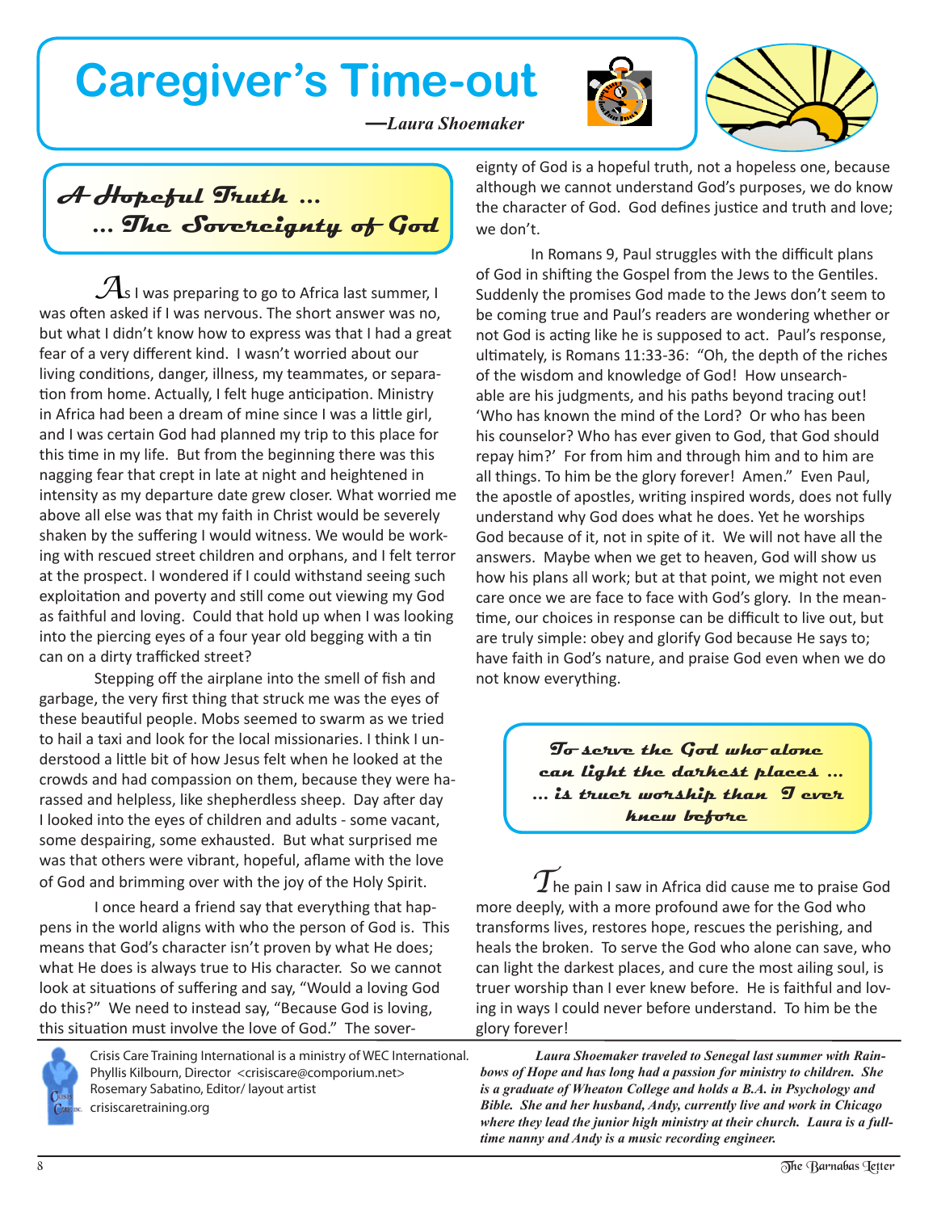# Caregiver's Time-out

**—*Laura Shoemaker***

## *A Hopeful Truth …*
## *… The Sovereignty of God*

As I was preparing to go to Africa last summer, I was often asked if I was nervous. The short answer was no, but what I didn't know how to express was that I had a great fear of a very different kind. I wasn't worried about our living conditions, danger, illness, my teammates, or separation from home. Actually, I felt huge anticipation. Ministry in Africa had been a dream of mine since I was a little girl, and I was certain God had planned my trip to this place for this time in my life. But from the beginning there was this nagging fear that crept in late at night and heightened in intensity as my departure date grew closer. What worried me above all else was that my faith in Christ would be severely shaken by the suffering I would witness. We would be working with rescued street children and orphans, and I felt terror at the prospect. I wondered if I could withstand seeing such exploitation and poverty and still come out viewing my God as faithful and loving. Could that hold up when I was looking into the piercing eyes of a four year old begging with a tin can on a dirty trafficked street?

Stepping off the airplane into the smell of fish and garbage, the very first thing that struck me was the eyes of these beautiful people. Mobs seemed to swarm as we tried to hail a taxi and look for the local missionaries. I think I understood a little bit of how Jesus felt when he looked at the crowds and had compassion on them, because they were harassed and helpless, like shepherdless sheep. Day after day I looked into the eyes of children and adults - some vacant, some despairing, some exhausted. But what surprised me was that others were vibrant, hopeful, aflame with the love of God and brimming over with the joy of the Holy Spirit.

I once heard a friend say that everything that happens in the world aligns with who the person of God is. This means that God's character isn't proven by what He does; what He does is always true to His character. So we cannot look at situations of suffering and say, "Would a loving God do this?" We need to instead say, "Because God is loving, this situation must involve the love of God." The sovereignty of God is a hopeful truth, not a hopeless one, because although we cannot understand God's purposes, we do know the character of God. God defines justice and truth and love; we don't.

In Romans 9, Paul struggles with the difficult plans of God in shifting the Gospel from the Jews to the Gentiles. Suddenly the promises God made to the Jews don't seem to be coming true and Paul's readers are wondering whether or not God is acting like he is supposed to act. Paul's response, ultimately, is Romans 11:33-36: "Oh, the depth of the riches of the wisdom and knowledge of God! How unsearchable are his judgments, and his paths beyond tracing out! 'Who has known the mind of the Lord? Or who has been his counselor? Who has ever given to God, that God should repay him?' For from him and through him and to him are all things. To him be the glory forever! Amen." Even Paul, the apostle of apostles, writing inspired words, does not fully understand why God does what he does. Yet he worships God because of it, not in spite of it. We will not have all the answers. Maybe when we get to heaven, God will show us how his plans all work; but at that point, we might not even care once we are face to face with God's glory. In the meantime, our choices in response can be difficult to live out, but are truly simple: obey and glorify God because He says to; have faith in God's nature, and praise God even when we do not know everything.

> *To serve the God who alone can light the darkest places …*
> *… is truer worship than I ever knew before*

The pain I saw in Africa did cause me to praise God more deeply, with a more profound awe for the God who transforms lives, restores hope, rescues the perishing, and heals the broken. To serve the God who alone can save, who can light the darkest places, and cure the most ailing soul, is truer worship than I ever knew before. He is faithful and loving in ways I could never before understand. To him be the glory forever!

***Laura Shoemaker traveled to Senegal last summer with Rainbows of Hope and has long had a passion for ministry to children. She is a graduate of Wheaton College and holds a B.A. in Psychology and Bible. She and her husband, Andy, currently live and work in Chicago where they lead the junior high ministry at their church. Laura is a full-time nanny and Andy is a music recording engineer.***

Crisis Care Training International is a ministry of WEC International.
Phyllis Kilbourn, Director <crisiscare@comporium.net>
Rosemary Sabatino, Editor/ layout artist
crisiscaretraining.org